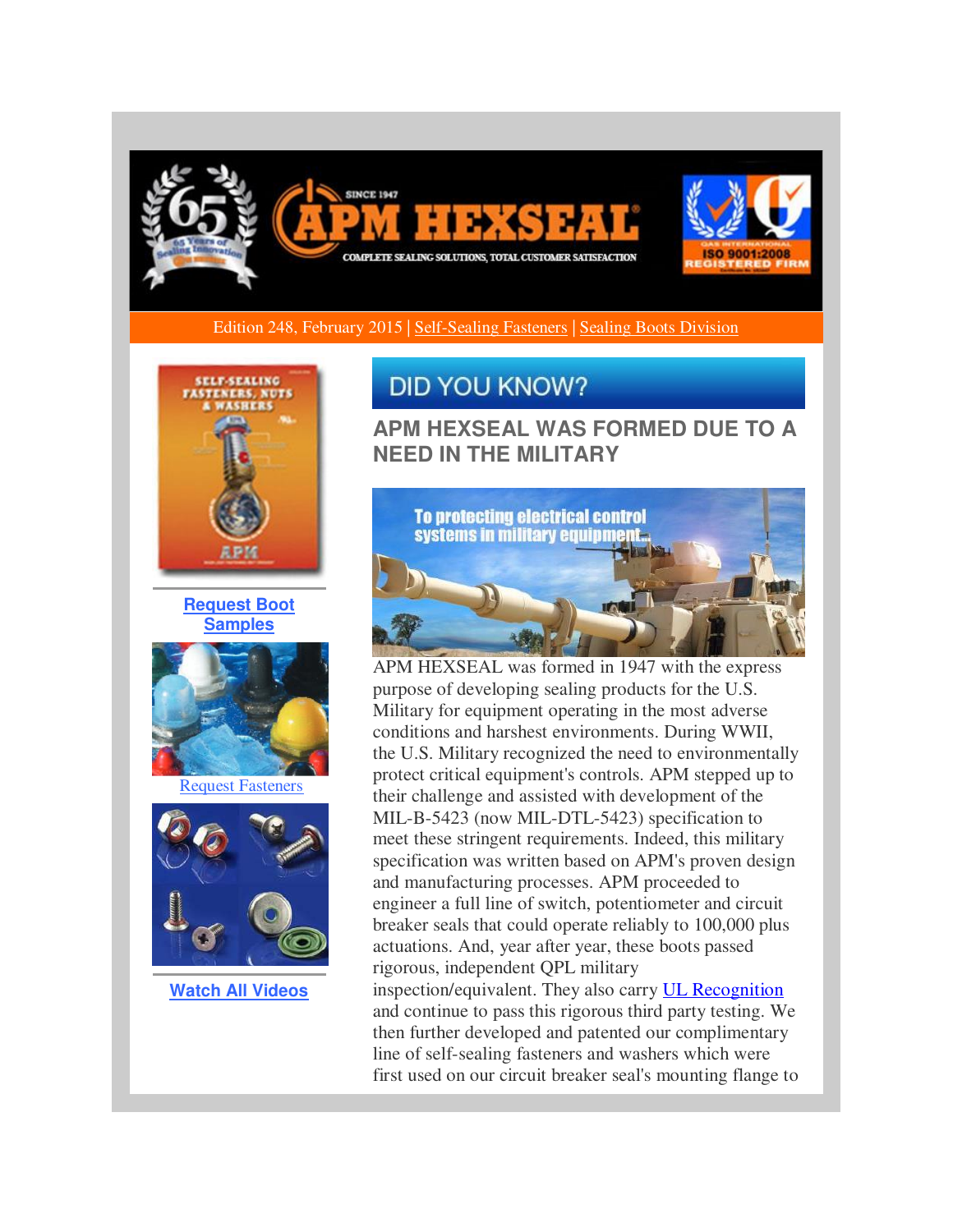Edition 248, February 2015 | Self-Sealing Fasteners | Sealing Boots Division

Request Boot Samples

Request Fasteners

Watch All Videos

# DID YOU KNOW?

## APM HEXSEAL WAS FORMED DUE TO A NEED IN THE MILITARY

APM HEXSEAL was formed in 1947 with the express purpose of developing sealing products for the U.S. Military for equipment operating in the most adverse conditions and harshest environments. During WWII, the U.S. Military recognized the need to environmentally protect critical equipment's controls. APM stepped up to their challenge and assisted with development of the MIL-B-5423 (now MIL-DTL-5423) specification to meet these stringent requirements. Indeed, this military specification was written based on APM's proven design and manufacturing processes. APM proceeded to engineer a full line of switch, potentiometer and circuit breaker seals that could operate reliably to 100,000 plus actuations. And, year after year, these boots passed rigorous, independent QPL military inspection/equivalent. They also carry UL Recognition and continue to pass this rigorous third party testing. We then further developed and patented our complimentary line of self-sealing fasteners and washers which were first used on our circuit breaker seal's mounting flange to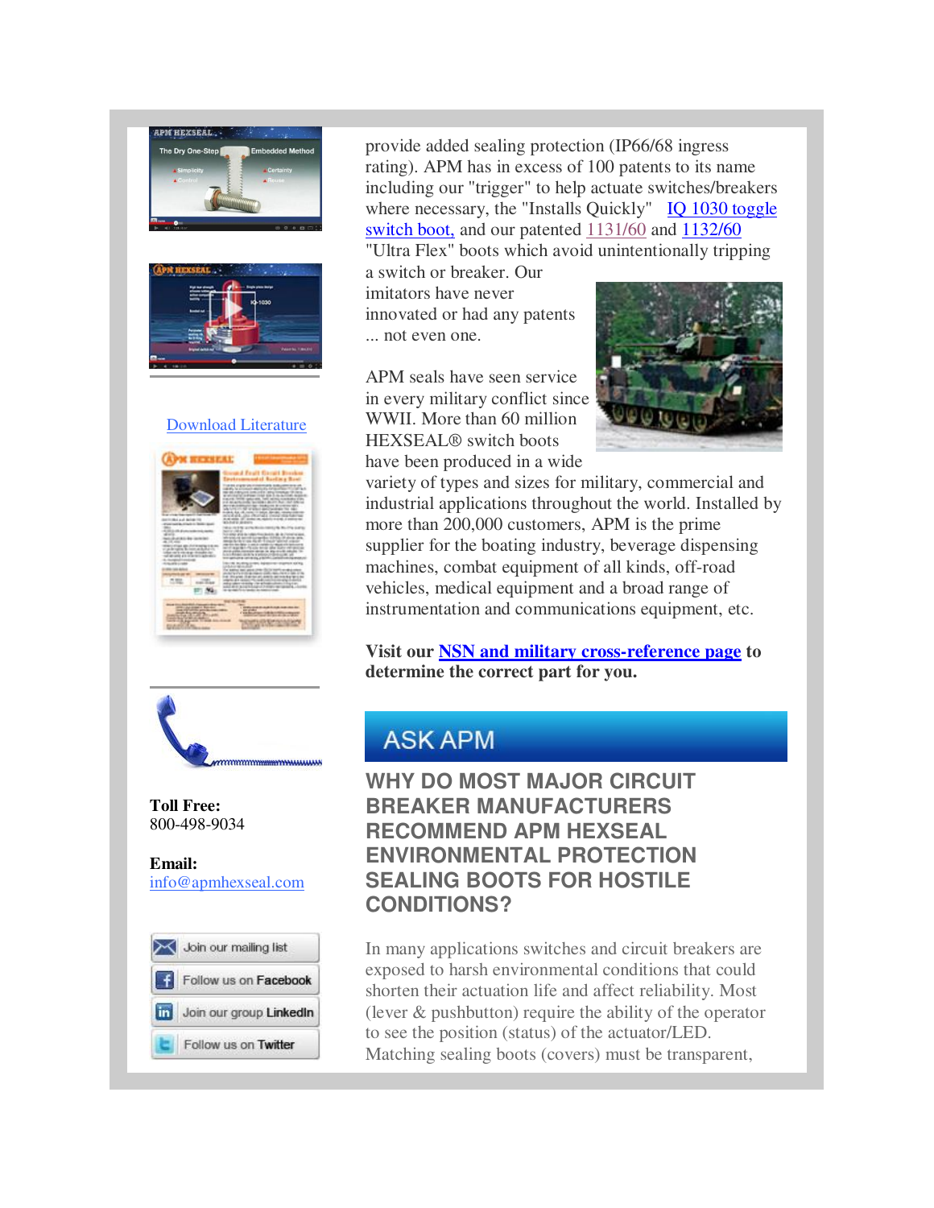provide added sealing protection (IP66/68 ingress rating). APM has in excess of 100 patents to its name including our "trigger" to help actuate switches/breakers where necessary, the "Installs Quickly" IQ 1030 toggle switch boot, and our patented 1131/60 and 1132/60 "Ultra Flex" boots which avoid unintentionally tripping a switch or breaker. Our imitators have never innovated or had any patents ... not even one.

APM seals have seen service in every military conflict since WWII. More than 60 million HEXSEAL® switch boots have been produced in a wide variety of types and sizes for military, commercial and industrial applications throughout the world. Installed by more than 200,000 customers, APM is the prime supplier for the boating industry, beverage dispensing machines, combat equipment of all kinds, off-road vehicles, medical equipment and a broad range of instrumentation and communications equipment, etc.

**Visit our NSN and military cross-reference page to determine the correct part for you.**

## ASK APM

### WHY DO MOST MAJOR CIRCUIT BREAKER MANUFACTURERS RECOMMEND APM HEXSEAL ENVIRONMENTAL PROTECTION SEALING BOOTS FOR HOSTILE CONDITIONS?

In many applications switches and circuit breakers are exposed to harsh environmental conditions that could shorten their actuation life and affect reliability. Most (lever & pushbutton) require the ability of the operator to see the position (status) of the actuator/LED. Matching sealing boots (covers) must be transparent,

Download Literature

**Toll Free:**
800-498-9034

**Email:**
info@apmhexseal.com

Join our mailing list

Follow us on Facebook

Join our group LinkedIn

Follow us on Twitter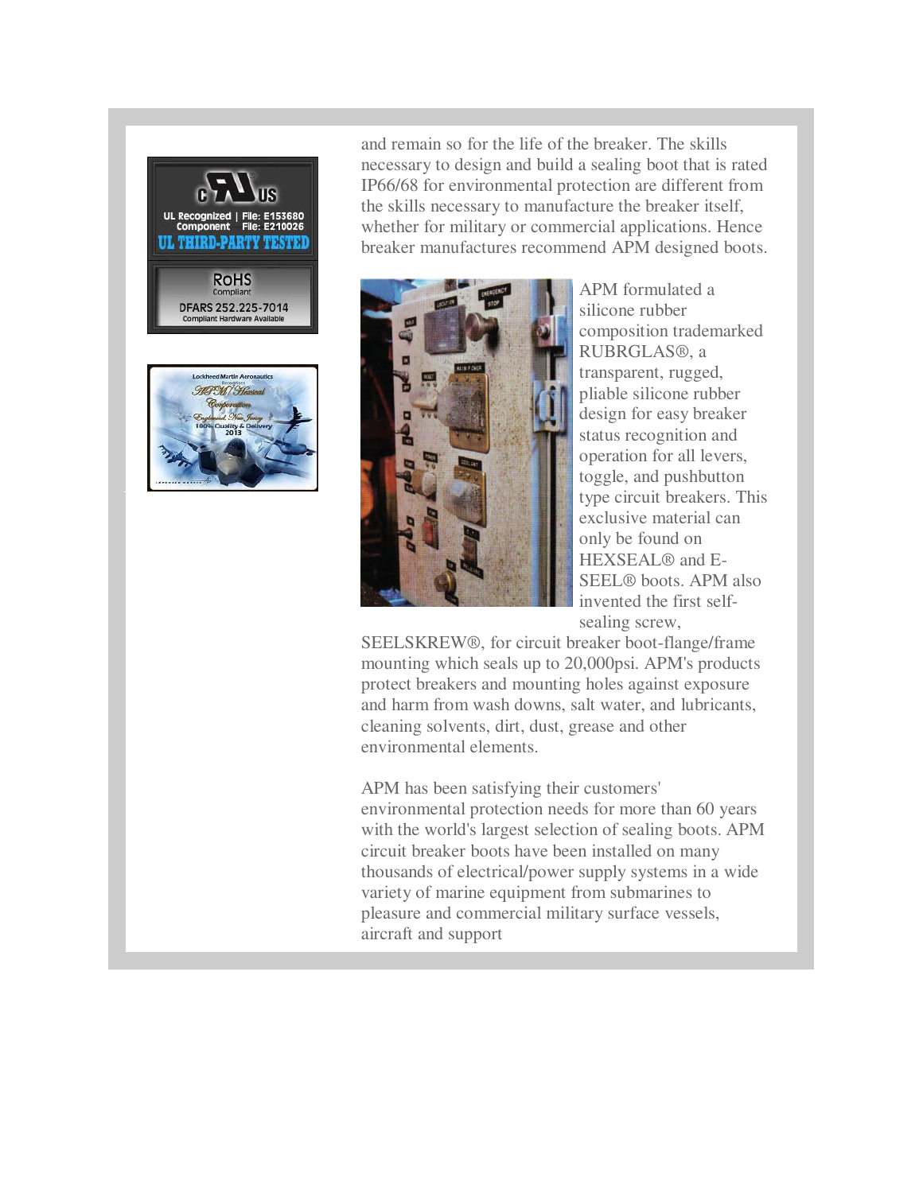and remain so for the life of the breaker. The skills necessary to design and build a sealing boot that is rated IP66/68 for environmental protection are different from the skills necessary to manufacture the breaker itself, whether for military or commercial applications. Hence breaker manufactures recommend APM designed boots.

APM formulated a silicone rubber composition trademarked RUBRGLAS®, a transparent, rugged, pliable silicone rubber design for easy breaker status recognition and operation for all levers, toggle, and pushbutton type circuit breakers. This exclusive material can only be found on HEXSEAL® and E-SEEL® boots. APM also invented the first self-sealing screw, SEELSKREW®, for circuit breaker boot-flange/frame mounting which seals up to 20,000psi. APM's products protect breakers and mounting holes against exposure and harm from wash downs, salt water, and lubricants, cleaning solvents, dirt, dust, grease and other environmental elements.

APM has been satisfying their customers' environmental protection needs for more than 60 years with the world's largest selection of sealing boots. APM circuit breaker boots have been installed on many thousands of electrical/power supply systems in a wide variety of marine equipment from submarines to pleasure and commercial military surface vessels, aircraft and support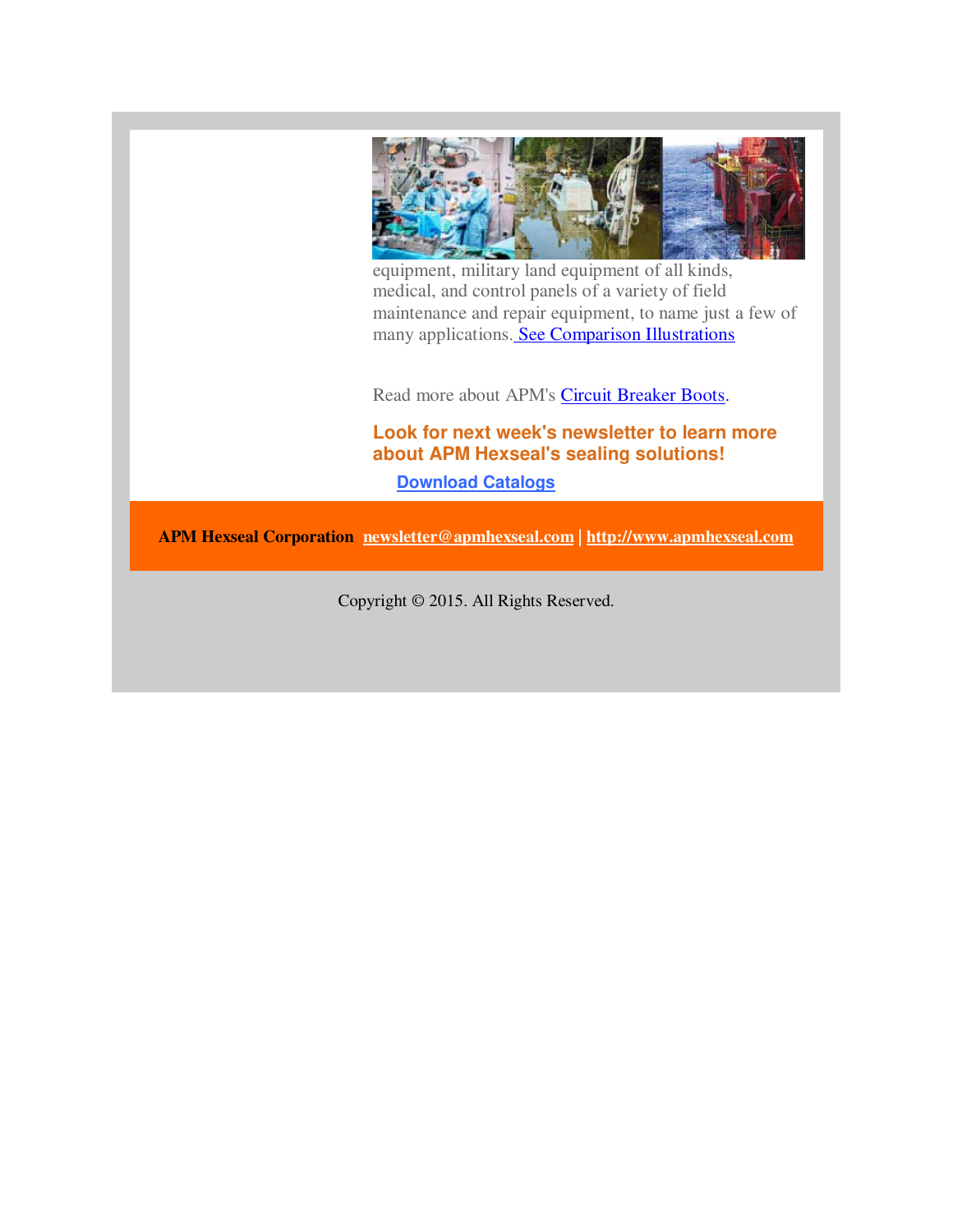equipment, military land equipment of all kinds, medical, and control panels of a variety of field maintenance and repair equipment, to name just a few of many applications. [See Comparison Illustrations]

Read more about APM's [Circuit Breaker Boots].

**Look for next week's newsletter to learn more about APM Hexseal's sealing solutions!**

**[Download Catalogs]**

**APM Hexseal Corporation** **newsletter@apmhexseal.com | http://www.apmhexseal.com**

Copyright © 2015. All Rights Reserved.